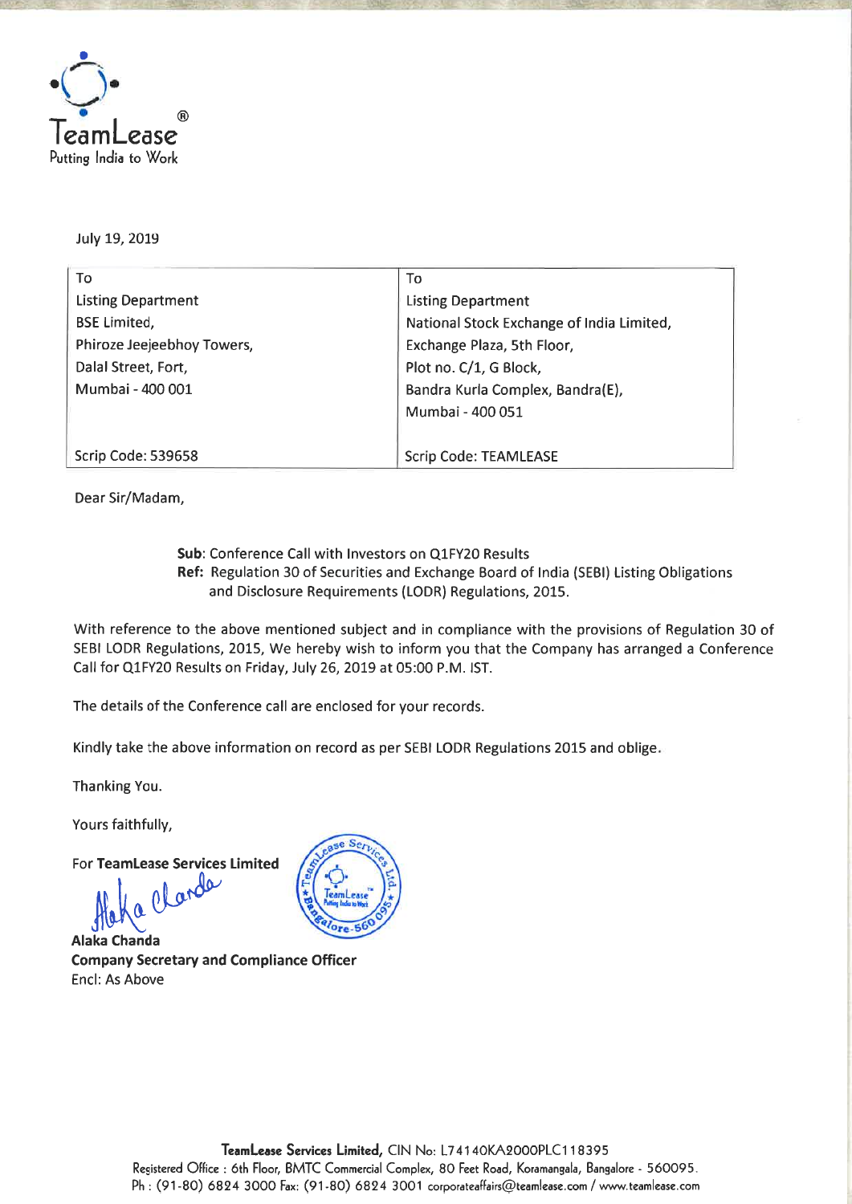TeamLease®
Putting India to Work

July 19, 2019

| To | To |
|---|---|
| Listing Department | Listing Department |
| BSE Limited, | National Stock Exchange of India Limited, |
| Phiroze Jeejeebhoy Towers, | Exchange Plaza, 5th Floor, |
| Dalal Street, Fort, | Plot no. C/1, G Block, |
| Mumbai - 400 001 | Bandra Kurla Complex, Bandra(E), |
| | Mumbai - 400 051 |
| Scrip Code: 539658 | Scrip Code: TEAMLEASE |

Dear Sir/Madam,

**Sub**: Conference Call with Investors on Q1FY20 Results
**Ref:** Regulation 30 of Securities and Exchange Board of India (SEBI) Listing Obligations and Disclosure Requirements (LODR) Regulations, 2015.

With reference to the above mentioned subject and in compliance with the provisions of Regulation 30 of SEBI LODR Regulations, 2015, We hereby wish to inform you that the Company has arranged a Conference Call for Q1FY20 Results on Friday, July 26, 2019 at 05:00 P.M. IST.

The details of the Conference call are enclosed for your records.

Kindly take the above information on record as per SEBI LODR Regulations 2015 and oblige.

Thanking You.

Yours faithfully,

For **TeamLease Services Limited**

**Alaka Chanda**
**Company Secretary and Compliance Officer**
Encl: As Above

**TeamLease Services Limited,** CIN No: L74140KA2000PLC118395
Registered Office : 6th Floor, BMTC Commercial Complex, 80 Feet Road, Koramangala, Bangalore - 560095.
Ph : (91-80) 6824 3000 Fax: (91-80) 6824 3001 corporateaffairs@teamlease.com / www.teamlease.com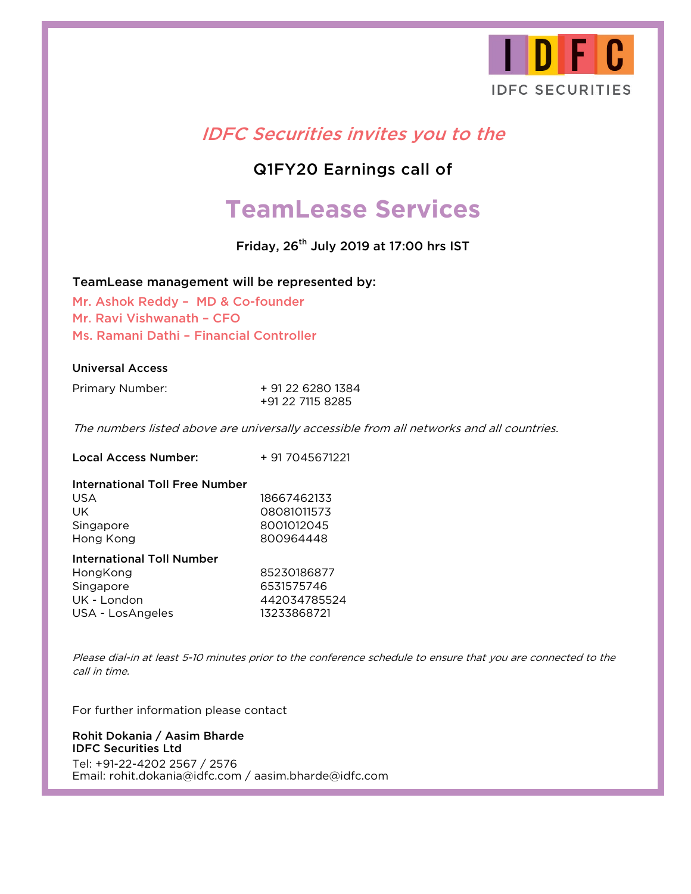IDFC SECURITIES

*IDFC Securities invites you to the*

Q1FY20 Earnings call of

# TeamLease Services

**Friday, 26th July 2019 at 17:00 hrs IST**

**TeamLease management will be represented by:**

Mr. Ashok Reddy – MD & Co-founder
Mr. Ravi Vishwanath – CFO
Ms. Ramani Dathi – Financial Controller

**Universal Access**

| | |
|---|---|
| Primary Number: | + 91 22 6280 1384<br>+91 22 7115 8285 |

*The numbers listed above are universally accessible from all networks and all countries.*

| | |
|---|---|
| **Local Access Number:** | + 91 7045671221 |

**International Toll Free Number**

| | |
|---|---|
| USA | 18667462133 |
| UK | 08081011573 |
| Singapore | 8001012045 |
| Hong Kong | 800964448 |

**International Toll Number**

| | |
|---|---|
| HongKong | 85230186877 |
| Singapore | 6531575746 |
| UK - London | 442034785524 |
| USA - LosAngeles | 13233868721 |

*Please dial-in at least 5-10 minutes prior to the conference schedule to ensure that you are connected to the call in time.*

For further information please contact

**Rohit Dokania / Aasim Bharde**
**IDFC Securities Ltd**
Tel: +91-22-4202 2567 / 2576
Email: rohit.dokania@idfc.com / aasim.bharde@idfc.com